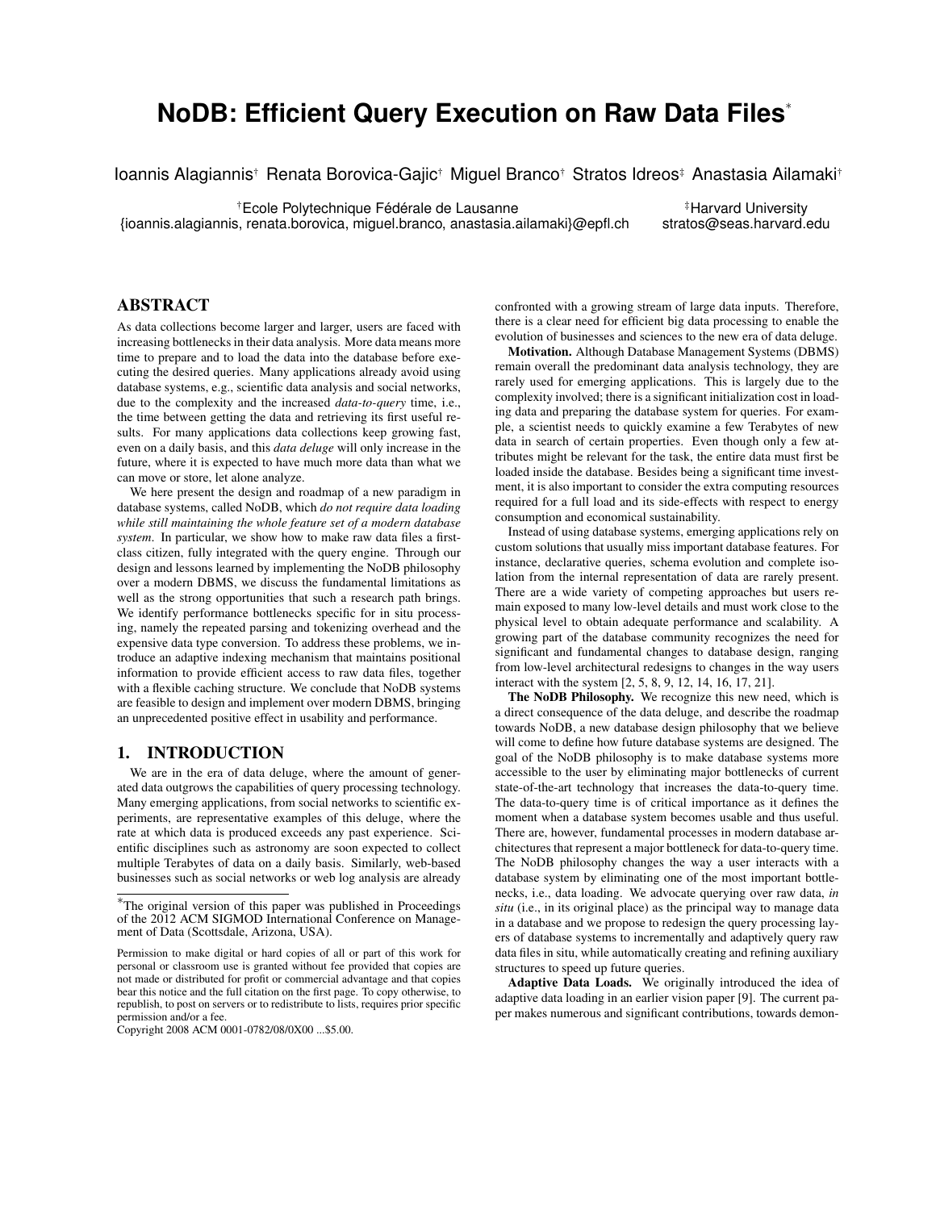# NoDB: Efficient Query Execution on Raw Data Files*

Ioannis Alagiannis† Renata Borovica-Gajic† Miguel Branco† Stratos Idreos‡ Anastasia Ailamaki†

†Ecole Polytechnique Fédérale de Lausanne
{ioannis.alagiannis, renata.borovica, miguel.branco, anastasia.ailamaki}@epfl.ch

‡Harvard University
stratos@seas.harvard.edu

## ABSTRACT

As data collections become larger and larger, users are faced with increasing bottlenecks in their data analysis. More data means more time to prepare and to load the data into the database before executing the desired queries. Many applications already avoid using database systems, e.g., scientific data analysis and social networks, due to the complexity and the increased *data-to-query* time, i.e., the time between getting the data and retrieving its first useful results. For many applications data collections keep growing fast, even on a daily basis, and this *data deluge* will only increase in the future, where it is expected to have much more data than what we can move or store, let alone analyze.

We here present the design and roadmap of a new paradigm in database systems, called NoDB, which *do not require data loading while still maintaining the whole feature set of a modern database system*. In particular, we show how to make raw data files a first-class citizen, fully integrated with the query engine. Through our design and lessons learned by implementing the NoDB philosophy over a modern DBMS, we discuss the fundamental limitations as well as the strong opportunities that such a research path brings. We identify performance bottlenecks specific for in situ processing, namely the repeated parsing and tokenizing overhead and the expensive data type conversion. To address these problems, we introduce an adaptive indexing mechanism that maintains positional information to provide efficient access to raw data files, together with a flexible caching structure. We conclude that NoDB systems are feasible to design and implement over modern DBMS, bringing an unprecedented positive effect in usability and performance.

## 1. INTRODUCTION

We are in the era of data deluge, where the amount of generated data outgrows the capabilities of query processing technology. Many emerging applications, from social networks to scientific experiments, are representative examples of this deluge, where the rate at which data is produced exceeds any past experience. Scientific disciplines such as astronomy are soon expected to collect multiple Terabytes of data on a daily basis. Similarly, web-based businesses such as social networks or web log analysis are already confronted with a growing stream of large data inputs. Therefore, there is a clear need for efficient big data processing to enable the evolution of businesses and sciences to the new era of data deluge.

**Motivation.** Although Database Management Systems (DBMS) remain overall the predominant data analysis technology, they are rarely used for emerging applications. This is largely due to the complexity involved; there is a significant initialization cost in loading data and preparing the database system for queries. For example, a scientist needs to quickly examine a few Terabytes of new data in search of certain properties. Even though only a few attributes might be relevant for the task, the entire data must first be loaded inside the database. Besides being a significant time investment, it is also important to consider the extra computing resources required for a full load and its side-effects with respect to energy consumption and economical sustainability.

Instead of using database systems, emerging applications rely on custom solutions that usually miss important database features. For instance, declarative queries, schema evolution and complete isolation from the internal representation of data are rarely present. There are a wide variety of competing approaches but users remain exposed to many low-level details and must work close to the physical level to obtain adequate performance and scalability. A growing part of the database community recognizes the need for significant and fundamental changes to database design, ranging from low-level architectural redesigns to changes in the way users interact with the system [2, 5, 8, 9, 12, 14, 16, 17, 21].

**The NoDB Philosophy.** We recognize this new need, which is a direct consequence of the data deluge, and describe the roadmap towards NoDB, a new database design philosophy that we believe will come to define how future database systems are designed. The goal of the NoDB philosophy is to make database systems more accessible to the user by eliminating major bottlenecks of current state-of-the-art technology that increases the data-to-query time. The data-to-query time is of critical importance as it defines the moment when a database system becomes usable and thus useful. There are, however, fundamental processes in modern database architectures that represent a major bottleneck for data-to-query time. The NoDB philosophy changes the way a user interacts with a database system by eliminating one of the most important bottlenecks, i.e., data loading. We advocate querying over raw data, *in situ* (i.e., in its original place) as the principal way to manage data in a database and we propose to redesign the query processing layers of database systems to incrementally and adaptively query raw data files in situ, while automatically creating and refining auxiliary structures to speed up future queries.

**Adaptive Data Loads.** We originally introduced the idea of adaptive data loading in an earlier vision paper [9]. The current paper makes numerous and significant contributions, towards demon-

---

*The original version of this paper was published in Proceedings of the 2012 ACM SIGMOD International Conference on Management of Data (Scottsdale, Arizona, USA).

Permission to make digital or hard copies of all or part of this work for personal or classroom use is granted without fee provided that copies are not made or distributed for profit or commercial advantage and that copies bear this notice and the full citation on the first page. To copy otherwise, to republish, to post on servers or to redistribute to lists, requires prior specific permission and/or a fee.
Copyright 2008 ACM 0001-0782/08/0X00 ...$5.00.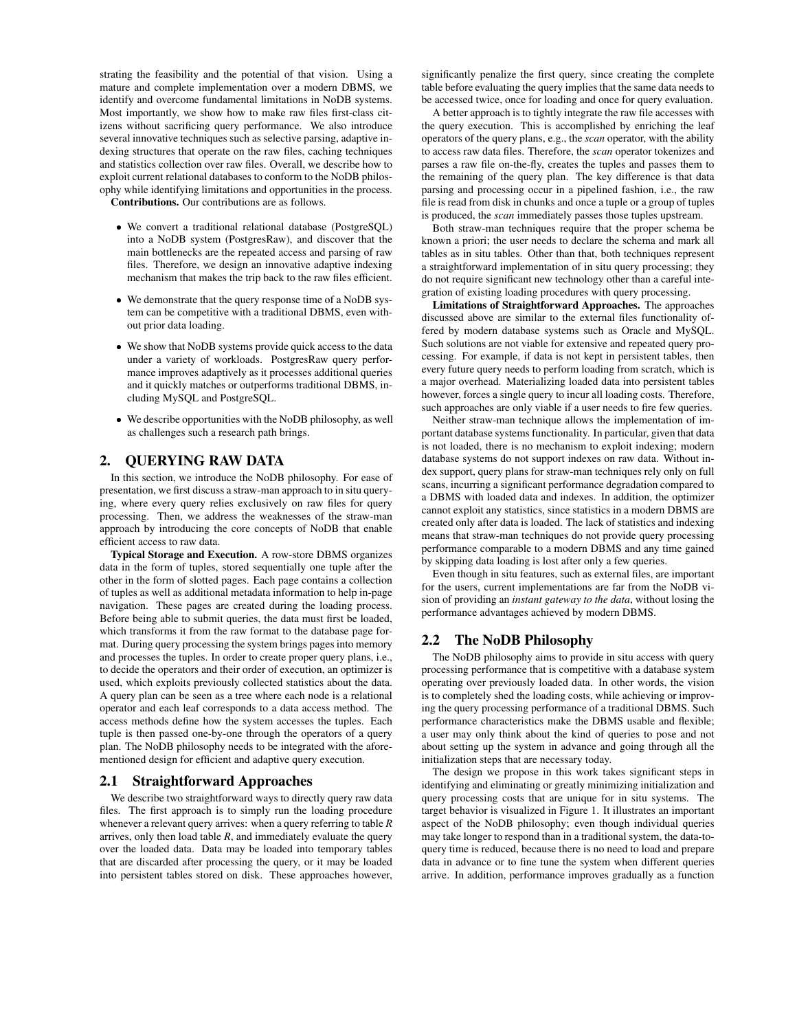strating the feasibility and the potential of that vision. Using a mature and complete implementation over a modern DBMS, we identify and overcome fundamental limitations in NoDB systems. Most importantly, we show how to make raw files first-class citizens without sacrificing query performance. We also introduce several innovative techniques such as selective parsing, adaptive indexing structures that operate on the raw files, caching techniques and statistics collection over raw files. Overall, we describe how to exploit current relational databases to conform to the NoDB philosophy while identifying limitations and opportunities in the process.

**Contributions.** Our contributions are as follows.

- We convert a traditional relational database (PostgreSQL) into a NoDB system (PostgresRaw), and discover that the main bottlenecks are the repeated access and parsing of raw files. Therefore, we design an innovative adaptive indexing mechanism that makes the trip back to the raw files efficient.
- We demonstrate that the query response time of a NoDB system can be competitive with a traditional DBMS, even without prior data loading.
- We show that NoDB systems provide quick access to the data under a variety of workloads. PostgresRaw query performance improves adaptively as it processes additional queries and it quickly matches or outperforms traditional DBMS, including MySQL and PostgreSQL.
- We describe opportunities with the NoDB philosophy, as well as challenges such a research path brings.

## 2. QUERYING RAW DATA

In this section, we introduce the NoDB philosophy. For ease of presentation, we first discuss a straw-man approach to in situ querying, where every query relies exclusively on raw files for query processing. Then, we address the weaknesses of the straw-man approach by introducing the core concepts of NoDB that enable efficient access to raw data.

**Typical Storage and Execution.** A row-store DBMS organizes data in the form of tuples, stored sequentially one tuple after the other in the form of slotted pages. Each page contains a collection of tuples as well as additional metadata information to help in-page navigation. These pages are created during the loading process. Before being able to submit queries, the data must first be loaded, which transforms it from the raw format to the database page format. During query processing the system brings pages into memory and processes the tuples. In order to create proper query plans, i.e., to decide the operators and their order of execution, an optimizer is used, which exploits previously collected statistics about the data. A query plan can be seen as a tree where each node is a relational operator and each leaf corresponds to a data access method. The access methods define how the system accesses the tuples. Each tuple is then passed one-by-one through the operators of a query plan. The NoDB philosophy needs to be integrated with the aforementioned design for efficient and adaptive query execution.

### 2.1 Straightforward Approaches

We describe two straightforward ways to directly query raw data files. The first approach is to simply run the loading procedure whenever a relevant query arrives: when a query referring to table *R* arrives, only then load table *R*, and immediately evaluate the query over the loaded data. Data may be loaded into temporary tables that are discarded after processing the query, or it may be loaded into persistent tables stored on disk. These approaches however, significantly penalize the first query, since creating the complete table before evaluating the query implies that the same data needs to be accessed twice, once for loading and once for query evaluation.

A better approach is to tightly integrate the raw file accesses with the query execution. This is accomplished by enriching the leaf operators of the query plans, e.g., the *scan* operator, with the ability to access raw data files. Therefore, the *scan* operator tokenizes and parses a raw file on-the-fly, creates the tuples and passes them to the remaining of the query plan. The key difference is that data parsing and processing occur in a pipelined fashion, i.e., the raw file is read from disk in chunks and once a tuple or a group of tuples is produced, the *scan* immediately passes those tuples upstream.

Both straw-man techniques require that the proper schema be known a priori; the user needs to declare the schema and mark all tables as in situ tables. Other than that, both techniques represent a straightforward implementation of in situ query processing; they do not require significant new technology other than a careful integration of existing loading procedures with query processing.

**Limitations of Straightforward Approaches.** The approaches discussed above are similar to the external files functionality offered by modern database systems such as Oracle and MySQL. Such solutions are not viable for extensive and repeated query processing. For example, if data is not kept in persistent tables, then every future query needs to perform loading from scratch, which is a major overhead. Materializing loaded data into persistent tables however, forces a single query to incur all loading costs. Therefore, such approaches are only viable if a user needs to fire few queries.

Neither straw-man technique allows the implementation of important database systems functionality. In particular, given that data is not loaded, there is no mechanism to exploit indexing; modern database systems do not support indexes on raw data. Without index support, query plans for straw-man techniques rely only on full scans, incurring a significant performance degradation compared to a DBMS with loaded data and indexes. In addition, the optimizer cannot exploit any statistics, since statistics in a modern DBMS are created only after data is loaded. The lack of statistics and indexing means that straw-man techniques do not provide query processing performance comparable to a modern DBMS and any time gained by skipping data loading is lost after only a few queries.

Even though in situ features, such as external files, are important for the users, current implementations are far from the NoDB vision of providing an *instant gateway to the data*, without losing the performance advantages achieved by modern DBMS.

### 2.2 The NoDB Philosophy

The NoDB philosophy aims to provide in situ access with query processing performance that is competitive with a database system operating over previously loaded data. In other words, the vision is to completely shed the loading costs, while achieving or improving the query processing performance of a traditional DBMS. Such performance characteristics make the DBMS usable and flexible; a user may only think about the kind of queries to pose and not about setting up the system in advance and going through all the initialization steps that are necessary today.

The design we propose in this work takes significant steps in identifying and eliminating or greatly minimizing initialization and query processing costs that are unique for in situ systems. The target behavior is visualized in Figure 1. It illustrates an important aspect of the NoDB philosophy; even though individual queries may take longer to respond than in a traditional system, the data-to-query time is reduced, because there is no need to load and prepare data in advance or to fine tune the system when different queries arrive. In addition, performance improves gradually as a function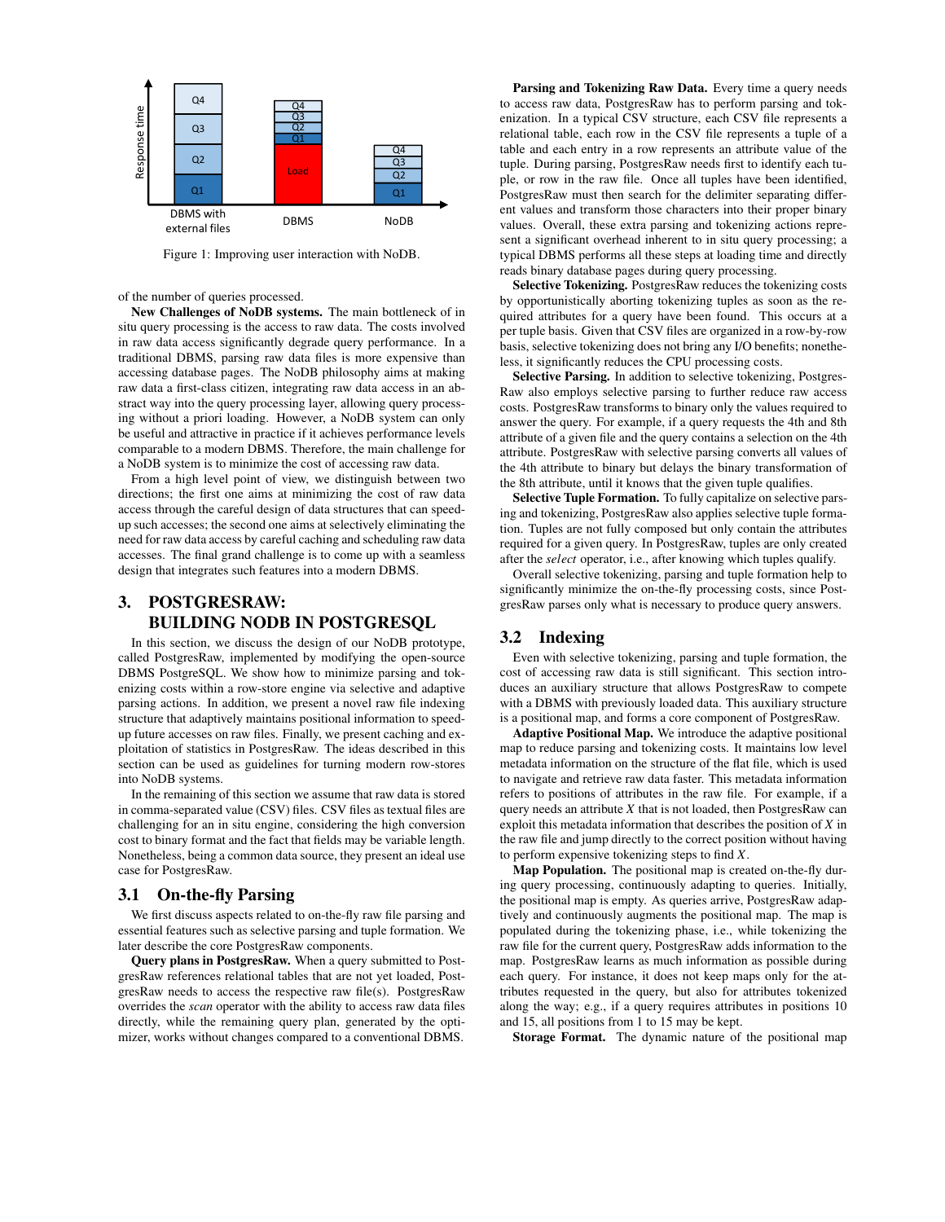Figure 1: Improving user interaction with NoDB.

of the number of queries processed.

**New Challenges of NoDB systems.** The main bottleneck of in situ query processing is the access to raw data. The costs involved in raw data access significantly degrade query performance. In a traditional DBMS, parsing raw data files is more expensive than accessing database pages. The NoDB philosophy aims at making raw data a first-class citizen, integrating raw data access in an abstract way into the query processing layer, allowing query processing without a priori loading. However, a NoDB system can only be useful and attractive in practice if it achieves performance levels comparable to a modern DBMS. Therefore, the main challenge for a NoDB system is to minimize the cost of accessing raw data.

From a high level point of view, we distinguish between two directions; the first one aims at minimizing the cost of raw data access through the careful design of data structures that can speed-up such accesses; the second one aims at selectively eliminating the need for raw data access by careful caching and scheduling raw data accesses. The final grand challenge is to come up with a seamless design that integrates such features into a modern DBMS.

# 3. POSTGRESRAW: BUILDING NODB IN POSTGRESQL

In this section, we discuss the design of our NoDB prototype, called PostgresRaw, implemented by modifying the open-source DBMS PostgreSQL. We show how to minimize parsing and tokenizing costs within a row-store engine via selective and adaptive parsing actions. In addition, we present a novel raw file indexing structure that adaptively maintains positional information to speed-up future accesses on raw files. Finally, we present caching and exploitation of statistics in PostgresRaw. The ideas described in this section can be used as guidelines for turning modern row-stores into NoDB systems.

In the remaining of this section we assume that raw data is stored in comma-separated value (CSV) files. CSV files as textual files are challenging for an in situ engine, considering the high conversion cost to binary format and the fact that fields may be variable length. Nonetheless, being a common data source, they present an ideal use case for PostgresRaw.

## 3.1 On-the-fly Parsing

We first discuss aspects related to on-the-fly raw file parsing and essential features such as selective parsing and tuple formation. We later describe the core PostgresRaw components.

**Query plans in PostgresRaw.** When a query submitted to PostgresRaw references relational tables that are not yet loaded, PostgresRaw needs to access the respective raw file(s). PostgresRaw overrides the *scan* operator with the ability to access raw data files directly, while the remaining query plan, generated by the optimizer, works without changes compared to a conventional DBMS.

**Parsing and Tokenizing Raw Data.** Every time a query needs to access raw data, PostgresRaw has to perform parsing and tokenization. In a typical CSV structure, each CSV file represents a relational table, each row in the CSV file represents a tuple of a table and each entry in a row represents an attribute value of the tuple. During parsing, PostgresRaw needs first to identify each tuple, or row in the raw file. Once all tuples have been identified, PostgresRaw must then search for the delimiter separating different values and transform those characters into their proper binary values. Overall, these extra parsing and tokenizing actions represent a significant overhead inherent to in situ query processing; a typical DBMS performs all these steps at loading time and directly reads binary database pages during query processing.

**Selective Tokenizing.** PostgresRaw reduces the tokenizing costs by opportunistically aborting tokenizing tuples as soon as the required attributes for a query have been found. This occurs at a per tuple basis. Given that CSV files are organized in a row-by-row basis, selective tokenizing does not bring any I/O benefits; nonetheless, it significantly reduces the CPU processing costs.

**Selective Parsing.** In addition to selective tokenizing, PostgresRaw also employs selective parsing to further reduce raw access costs. PostgresRaw transforms to binary only the values required to answer the query. For example, if a query requests the 4th and 8th attribute of a given file and the query contains a selection on the 4th attribute. PostgresRaw with selective parsing converts all values of the 4th attribute to binary but delays the binary transformation of the 8th attribute, until it knows that the given tuple qualifies.

**Selective Tuple Formation.** To fully capitalize on selective parsing and tokenizing, PostgresRaw also applies selective tuple formation. Tuples are not fully composed but only contain the attributes required for a given query. In PostgresRaw, tuples are only created after the *select* operator, i.e., after knowing which tuples qualify.

Overall selective tokenizing, parsing and tuple formation help to significantly minimize the on-the-fly processing costs, since PostgresRaw parses only what is necessary to produce query answers.

## 3.2 Indexing

Even with selective tokenizing, parsing and tuple formation, the cost of accessing raw data is still significant. This section introduces an auxiliary structure that allows PostgresRaw to compete with a DBMS with previously loaded data. This auxiliary structure is a positional map, and forms a core component of PostgresRaw.

**Adaptive Positional Map.** We introduce the adaptive positional map to reduce parsing and tokenizing costs. It maintains low level metadata information on the structure of the flat file, which is used to navigate and retrieve raw data faster. This metadata information refers to positions of attributes in the raw file. For example, if a query needs an attribute $X$ that is not loaded, then PostgresRaw can exploit this metadata information that describes the position of $X$ in the raw file and jump directly to the correct position without having to perform expensive tokenizing steps to find $X$.

**Map Population.** The positional map is created on-the-fly during query processing, continuously adapting to queries. Initially, the positional map is empty. As queries arrive, PostgresRaw adaptively and continuously augments the positional map. The map is populated during the tokenizing phase, i.e., while tokenizing the raw file for the current query, PostgresRaw adds information to the map. PostgresRaw learns as much information as possible during each query. For instance, it does not keep maps only for the attributes requested in the query, but also for attributes tokenized along the way; e.g., if a query requires attributes in positions 10 and 15, all positions from 1 to 15 may be kept.

**Storage Format.** The dynamic nature of the positional map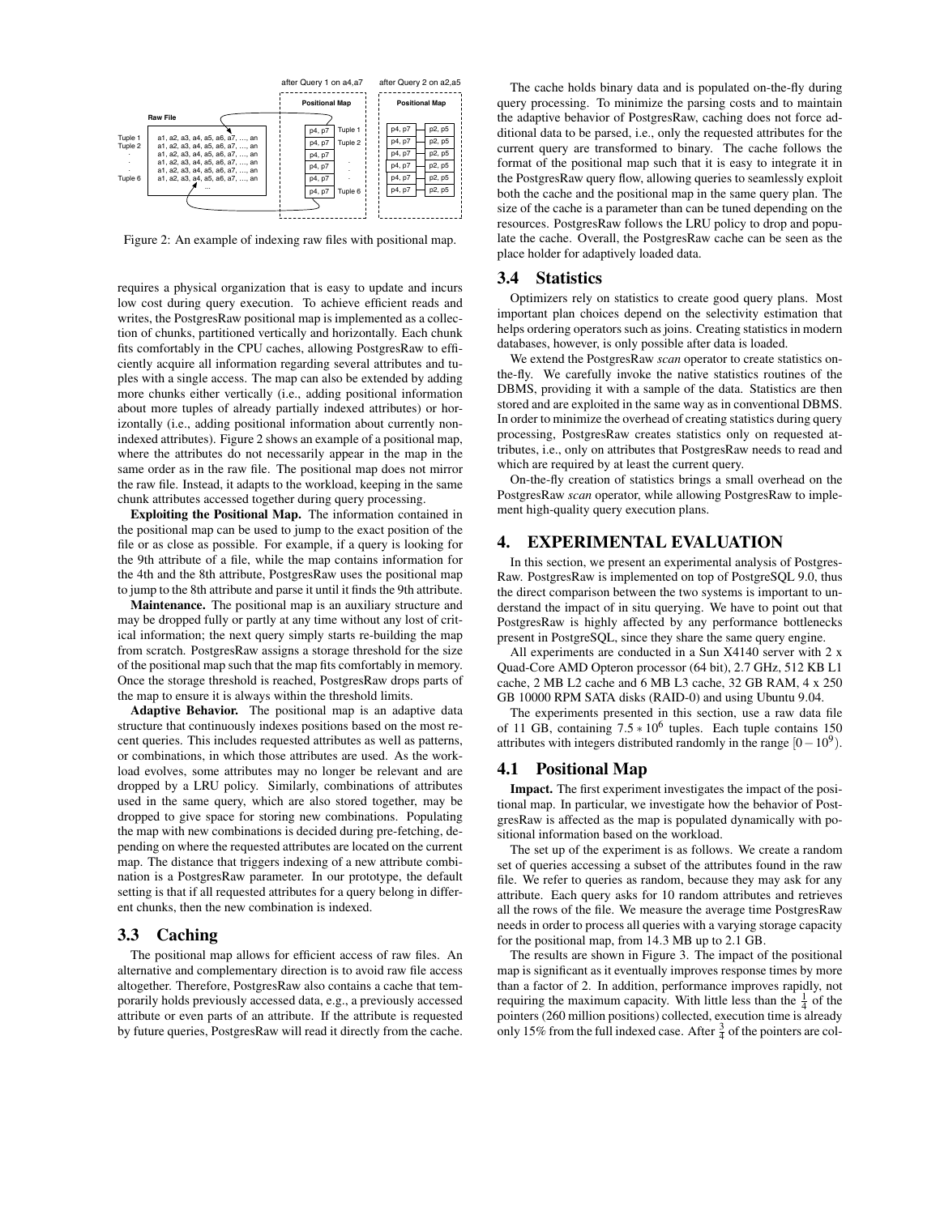Figure 2: An example of indexing raw files with positional map.

requires a physical organization that is easy to update and incurs low cost during query execution. To achieve efficient reads and writes, the PostgresRaw positional map is implemented as a collection of chunks, partitioned vertically and horizontally. Each chunk fits comfortably in the CPU caches, allowing PostgresRaw to efficiently acquire all information regarding several attributes and tuples with a single access. The map can also be extended by adding more chunks either vertically (i.e., adding positional information about more tuples of already partially indexed attributes) or horizontally (i.e., adding positional information about currently non-indexed attributes). Figure 2 shows an example of a positional map, where the attributes do not necessarily appear in the map in the same order as in the raw file. The positional map does not mirror the raw file. Instead, it adapts to the workload, keeping in the same chunk attributes accessed together during query processing.

**Exploiting the Positional Map.** The information contained in the positional map can be used to jump to the exact position of the file or as close as possible. For example, if a query is looking for the 9th attribute of a file, while the map contains information for the 4th and the 8th attribute, PostgresRaw uses the positional map to jump to the 8th attribute and parse it until it finds the 9th attribute.

**Maintenance.** The positional map is an auxiliary structure and may be dropped fully or partly at any time without any lost of critical information; the next query simply starts re-building the map from scratch. PostgresRaw assigns a storage threshold for the size of the positional map such that the map fits comfortably in memory. Once the storage threshold is reached, PostgresRaw drops parts of the map to ensure it is always within the threshold limits.

**Adaptive Behavior.** The positional map is an adaptive data structure that continuously indexes positions based on the most recent queries. This includes requested attributes as well as patterns, or combinations, in which those attributes are used. As the workload evolves, some attributes may no longer be relevant and are dropped by a LRU policy. Similarly, combinations of attributes used in the same query, which are also stored together, may be dropped to give space for storing new combinations. Populating the map with new combinations is decided during pre-fetching, depending on where the requested attributes are located on the current map. The distance that triggers indexing of a new attribute combination is a PostgresRaw parameter. In our prototype, the default setting is that if all requested attributes for a query belong in different chunks, then the new combination is indexed.

### 3.3 Caching

The positional map allows for efficient access of raw files. An alternative and complementary direction is to avoid raw file access altogether. Therefore, PostgresRaw also contains a cache that temporarily holds previously accessed data, e.g., a previously accessed attribute or even parts of an attribute. If the attribute is requested by future queries, PostgresRaw will read it directly from the cache.

The cache holds binary data and is populated on-the-fly during query processing. To minimize the parsing costs and to maintain the adaptive behavior of PostgresRaw, caching does not force additional data to be parsed, i.e., only the requested attributes for the current query are transformed to binary. The cache follows the format of the positional map such that it is easy to integrate it in the PostgresRaw query flow, allowing queries to seamlessly exploit both the cache and the positional map in the same query plan. The size of the cache is a parameter than can be tuned depending on the resources. PostgresRaw follows the LRU policy to drop and populate the cache. Overall, the PostgresRaw cache can be seen as the place holder for adaptively loaded data.

### 3.4 Statistics

Optimizers rely on statistics to create good query plans. Most important plan choices depend on the selectivity estimation that helps ordering operators such as joins. Creating statistics in modern databases, however, is only possible after data is loaded.

We extend the PostgresRaw *scan* operator to create statistics on-the-fly. We carefully invoke the native statistics routines of the DBMS, providing it with a sample of the data. Statistics are then stored and are exploited in the same way as in conventional DBMS. In order to minimize the overhead of creating statistics during query processing, PostgresRaw creates statistics only on requested attributes, i.e., only on attributes that PostgresRaw needs to read and which are required by at least the current query.

On-the-fly creation of statistics brings a small overhead on the PostgresRaw *scan* operator, while allowing PostgresRaw to implement high-quality query execution plans.

## 4. EXPERIMENTAL EVALUATION

In this section, we present an experimental analysis of PostgresRaw. PostgresRaw is implemented on top of PostgreSQL 9.0, thus the direct comparison between the two systems is important to understand the impact of in situ querying. We have to point out that PostgresRaw is highly affected by any performance bottlenecks present in PostgreSQL, since they share the same query engine.

All experiments are conducted in a Sun X4140 server with 2 x Quad-Core AMD Opteron processor (64 bit), 2.7 GHz, 512 KB L1 cache, 2 MB L2 cache and 6 MB L3 cache, 32 GB RAM, 4 x 250 GB 10000 RPM SATA disks (RAID-0) and using Ubuntu 9.04.

The experiments presented in this section, use a raw data file of 11 GB, containing $7.5 * 10^6$ tuples. Each tuple contains 150 attributes with integers distributed randomly in the range $[0 - 10^9)$.

### 4.1 Positional Map

**Impact.** The first experiment investigates the impact of the positional map. In particular, we investigate how the behavior of PostgresRaw is affected as the map is populated dynamically with positional information based on the workload.

The set up of the experiment is as follows. We create a random set of queries accessing a subset of the attributes found in the raw file. We refer to queries as random, because they may ask for any attribute. Each query asks for 10 random attributes and retrieves all the rows of the file. We measure the average time PostgresRaw needs in order to process all queries with a varying storage capacity for the positional map, from 14.3 MB up to 2.1 GB.

The results are shown in Figure 3. The impact of the positional map is significant as it eventually improves response times by more than a factor of 2. In addition, performance improves rapidly, not requiring the maximum capacity. With little less than the $\frac{1}{4}$ of the pointers (260 million positions) collected, execution time is already only 15% from the full indexed case. After $\frac{3}{4}$ of the pointers are col-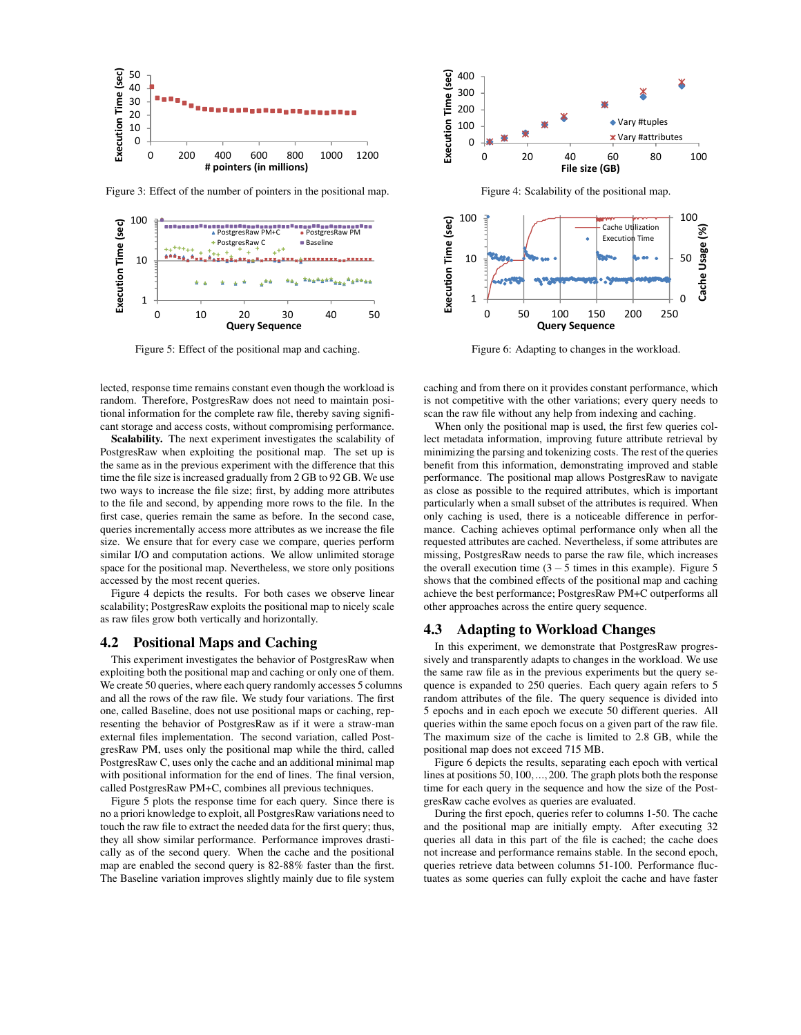Figure 3: Effect of the number of pointers in the positional map.

Figure 4: Scalability of the positional map.

Figure 5: Effect of the positional map and caching.

Figure 6: Adapting to changes in the workload.

lected, response time remains constant even though the workload is random. Therefore, PostgresRaw does not need to maintain positional information for the complete raw file, thereby saving significant storage and access costs, without compromising performance.

**Scalability.** The next experiment investigates the scalability of PostgresRaw when exploiting the positional map. The set up is the same as in the previous experiment with the difference that this time the file size is increased gradually from 2 GB to 92 GB. We use two ways to increase the file size; first, by adding more attributes to the file and second, by appending more rows to the file. In the first case, queries remain the same as before. In the second case, queries incrementally access more attributes as we increase the file size. We ensure that for every case we compare, queries perform similar I/O and computation actions. We allow unlimited storage space for the positional map. Nevertheless, we store only positions accessed by the most recent queries.

Figure 4 depicts the results. For both cases we observe linear scalability; PostgresRaw exploits the positional map to nicely scale as raw files grow both vertically and horizontally.

## 4.2 Positional Maps and Caching

This experiment investigates the behavior of PostgresRaw when exploiting both the positional map and caching or only one of them. We create 50 queries, where each query randomly accesses 5 columns and all the rows of the raw file. We study four variations. The first one, called Baseline, does not use positional maps or caching, representing the behavior of PostgresRaw as if it were a straw-man external files implementation. The second variation, called PostgresRaw PM, uses only the positional map while the third, called PostgresRaw C, uses only the cache and an additional minimal map with positional information for the end of lines. The final version, called PostgresRaw PM+C, combines all previous techniques.

Figure 5 plots the response time for each query. Since there is no a priori knowledge to exploit, all PostgresRaw variations need to touch the raw file to extract the needed data for the first query; thus, they all show similar performance. Performance improves drastically as of the second query. When the cache and the positional map are enabled the second query is 82-88% faster than the first. The Baseline variation improves slightly mainly due to file system caching and from there on it provides constant performance, which is not competitive with the other variations; every query needs to scan the raw file without any help from indexing and caching.

When only the positional map is used, the first few queries collect metadata information, improving future attribute retrieval by minimizing the parsing and tokenizing costs. The rest of the queries benefit from this information, demonstrating improved and stable performance. The positional map allows PostgresRaw to navigate as close as possible to the required attributes, which is important particularly when a small subset of the attributes is required. When only caching is used, there is a noticeable difference in performance. Caching achieves optimal performance only when all the requested attributes are cached. Nevertheless, if some attributes are missing, PostgresRaw needs to parse the raw file, which increases the overall execution time ($3-5$ times in this example). Figure 5 shows that the combined effects of the positional map and caching achieve the best performance; PostgresRaw PM+C outperforms all other approaches across the entire query sequence.

## 4.3 Adapting to Workload Changes

In this experiment, we demonstrate that PostgresRaw progressively and transparently adapts to changes in the workload. We use the same raw file as in the previous experiments but the query sequence is expanded to 250 queries. Each query again refers to 5 random attributes of the file. The query sequence is divided into 5 epochs and in each epoch we execute 50 different queries. All queries within the same epoch focus on a given part of the raw file. The maximum size of the cache is limited to 2.8 GB, while the positional map does not exceed 715 MB.

Figure 6 depicts the results, separating each epoch with vertical lines at positions $50, 100, \ldots, 200$. The graph plots both the response time for each query in the sequence and how the size of the PostgresRaw cache evolves as queries are evaluated.

During the first epoch, queries refer to columns 1-50. The cache and the positional map are initially empty. After executing 32 queries all data in this part of the file is cached; the cache does not increase and performance remains stable. In the second epoch, queries retrieve data between columns 51-100. Performance fluctuates as some queries can fully exploit the cache and have faster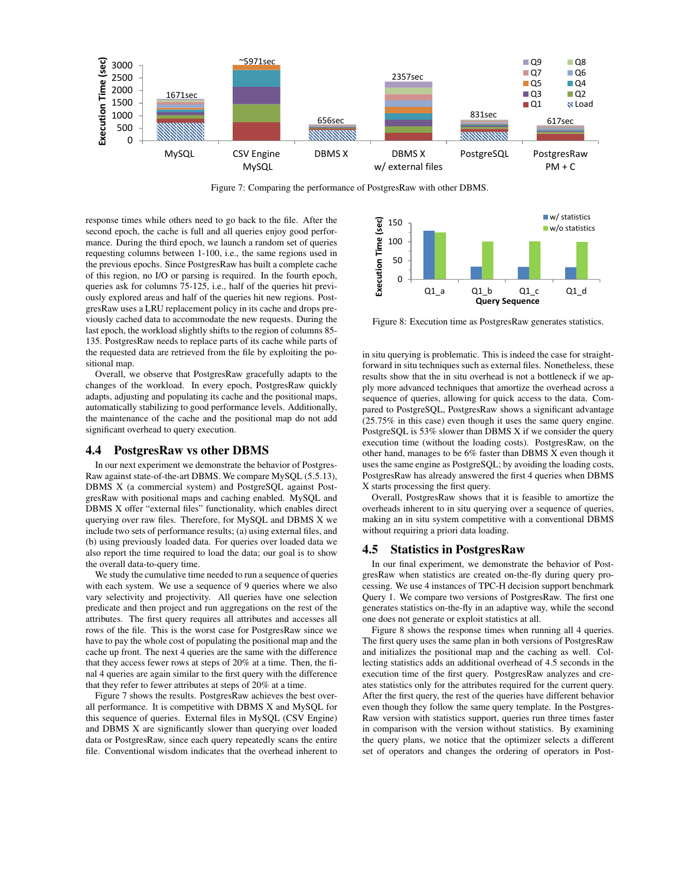Figure 7: Comparing the performance of PostgresRaw with other DBMS.

response times while others need to go back to the file. After the second epoch, the cache is full and all queries enjoy good performance. During the third epoch, we launch a random set of queries requesting columns between 1-100, i.e., the same regions used in the previous epochs. Since PostgresRaw has built a complete cache of this region, no I/O or parsing is required. In the fourth epoch, queries ask for columns 75-125, i.e., half of the queries hit previously explored areas and half of the queries hit new regions. PostgresRaw uses a LRU replacement policy in its cache and drops previously cached data to accommodate the new requests. During the last epoch, the workload slightly shifts to the region of columns 85-135. PostgresRaw needs to replace parts of its cache while parts of the requested data are retrieved from the file by exploiting the positional map.

Overall, we observe that PostgresRaw gracefully adapts to the changes of the workload. In every epoch, PostgresRaw quickly adapts, adjusting and populating its cache and the positional maps, automatically stabilizing to good performance levels. Additionally, the maintenance of the cache and the positional map do not add significant overhead to query execution.

## 4.4 PostgresRaw vs other DBMS

In our next experiment we demonstrate the behavior of PostgresRaw against state-of-the-art DBMS. We compare MySQL (5.5.13), DBMS X (a commercial system) and PostgreSQL against PostgresRaw with positional maps and caching enabled. MySQL and DBMS X offer "external files" functionality, which enables direct querying over raw files. Therefore, for MySQL and DBMS X we include two sets of performance results; (a) using external files, and (b) using previously loaded data. For queries over loaded data we also report the time required to load the data; our goal is to show the overall data-to-query time.

We study the cumulative time needed to run a sequence of queries with each system. We use a sequence of 9 queries where we also vary selectivity and projectivity. All queries have one selection predicate and then project and run aggregations on the rest of the attributes. The first query requires all attributes and accesses all rows of the file. This is the worst case for PostgresRaw since we have to pay the whole cost of populating the positional map and the cache up front. The next 4 queries are the same with the difference that they access fewer rows at steps of 20% at a time. Then, the final 4 queries are again similar to the first query with the difference that they refer to fewer attributes at steps of 20% at a time.

Figure 7 shows the results. PostgresRaw achieves the best overall performance. It is competitive with DBMS X and MySQL for this sequence of queries. External files in MySQL (CSV Engine) and DBMS X are significantly slower than querying over loaded data or PostgresRaw, since each query repeatedly scans the entire file. Conventional wisdom indicates that the overhead inherent to in situ querying is problematic. This is indeed the case for straightforward in situ techniques such as external files. Nonetheless, these results show that the in situ overhead is not a bottleneck if we apply more advanced techniques that amortize the overhead across a sequence of queries, allowing for quick access to the data. Compared to PostgreSQL, PostgresRaw shows a significant advantage (25.75% in this case) even though it uses the same query engine. PostgreSQL is 53% slower than DBMS X if we consider the query execution time (without the loading costs). PostgresRaw, on the other hand, manages to be 6% faster than DBMS X even though it uses the same engine as PostgreSQL; by avoiding the loading costs, PostgresRaw has already answered the first 4 queries when DBMS X starts processing the first query.

Overall, PostgresRaw shows that it is feasible to amortize the overheads inherent to in situ querying over a sequence of queries, making an in situ system competitive with a conventional DBMS without requiring a priori data loading.

Figure 8: Execution time as PostgresRaw generates statistics.

## 4.5 Statistics in PostgresRaw

In our final experiment, we demonstrate the behavior of PostgresRaw when statistics are created on-the-fly during query processing. We use 4 instances of TPC-H decision support benchmark Query 1. We compare two versions of PostgresRaw. The first one generates statistics on-the-fly in an adaptive way, while the second one does not generate or exploit statistics at all.

Figure 8 shows the response times when running all 4 queries. The first query uses the same plan in both versions of PostgresRaw and initializes the positional map and the caching as well. Collecting statistics adds an additional overhead of 4.5 seconds in the execution time of the first query. PostgresRaw analyzes and creates statistics only for the attributes required for the current query. After the first query, the rest of the queries have different behavior even though they follow the same query template. In the PostgresRaw version with statistics support, queries run three times faster in comparison with the version without statistics. By examining the query plans, we notice that the optimizer selects a different set of operators and changes the ordering of operators in Post-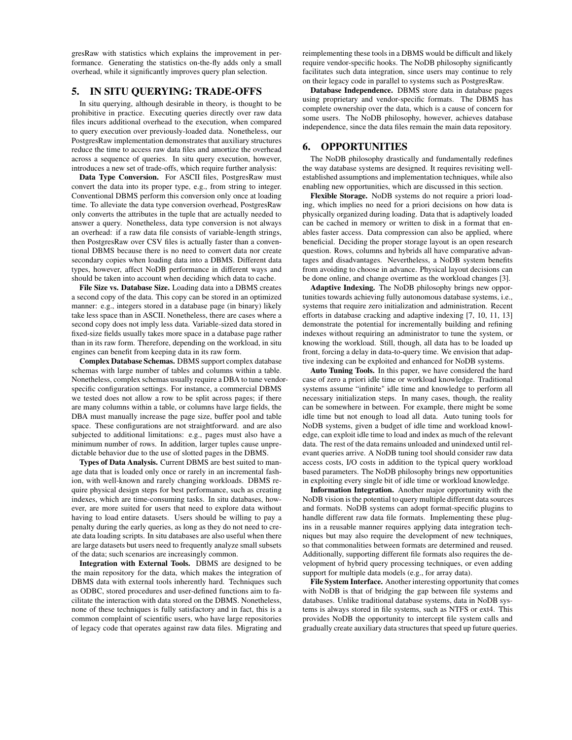gresRaw with statistics which explains the improvement in performance. Generating the statistics on-the-fly adds only a small overhead, while it significantly improves query plan selection.

## 5. IN SITU QUERYING: TRADE-OFFS

In situ querying, although desirable in theory, is thought to be prohibitive in practice. Executing queries directly over raw data files incurs additional overhead to the execution, when compared to query execution over previously-loaded data. Nonetheless, our PostgresRaw implementation demonstrates that auxiliary structures reduce the time to access raw data files and amortize the overhead across a sequence of queries. In situ query execution, however, introduces a new set of trade-offs, which require further analysis:

**Data Type Conversion.** For ASCII files, PostgresRaw must convert the data into its proper type, e.g., from string to integer. Conventional DBMS perform this conversion only once at loading time. To alleviate the data type conversion overhead, PostgresRaw only converts the attributes in the tuple that are actually needed to answer a query. Nonetheless, data type conversion is not always an overhead: if a raw data file consists of variable-length strings, then PostgresRaw over CSV files is actually faster than a conventional DBMS because there is no need to convert data nor create secondary copies when loading data into a DBMS. Different data types, however, affect NoDB performance in different ways and should be taken into account when deciding which data to cache.

**File Size vs. Database Size.** Loading data into a DBMS creates a second copy of the data. This copy can be stored in an optimized manner: e.g., integers stored in a database page (in binary) likely take less space than in ASCII. Nonetheless, there are cases where a second copy does not imply less data. Variable-sized data stored in fixed-size fields usually takes more space in a database page rather than in its raw form. Therefore, depending on the workload, in situ engines can benefit from keeping data in its raw form.

**Complex Database Schemas.** DBMS support complex database schemas with large number of tables and columns within a table. Nonetheless, complex schemas usually require a DBA to tune vendor-specific configuration settings. For instance, a commercial DBMS we tested does not allow a row to be split across pages; if there are many columns within a table, or columns have large fields, the DBA must manually increase the page size, buffer pool and table space. These configurations are not straightforward. and are also subjected to additional limitations: e.g., pages must also have a minimum number of rows. In addition, larger tuples cause unpredictable behavior due to the use of slotted pages in the DBMS.

**Types of Data Analysis.** Current DBMS are best suited to manage data that is loaded only once or rarely in an incremental fashion, with well-known and rarely changing workloads. DBMS require physical design steps for best performance, such as creating indexes, which are time-consuming tasks. In situ databases, however, are more suited for users that need to explore data without having to load entire datasets. Users should be willing to pay a penalty during the early queries, as long as they do not need to create data loading scripts. In situ databases are also useful when there are large datasets but users need to frequently analyze small subsets of the data; such scenarios are increasingly common.

**Integration with External Tools.** DBMS are designed to be the main repository for the data, which makes the integration of DBMS data with external tools inherently hard. Techniques such as ODBC, stored procedures and user-defined functions aim to facilitate the interaction with data stored on the DBMS. Nonetheless, none of these techniques is fully satisfactory and in fact, this is a common complaint of scientific users, who have large repositories of legacy code that operates against raw data files. Migrating and reimplementing these tools in a DBMS would be difficult and likely require vendor-specific hooks. The NoDB philosophy significantly facilitates such data integration, since users may continue to rely on their legacy code in parallel to systems such as PostgresRaw.

**Database Independence.** DBMS store data in database pages using proprietary and vendor-specific formats. The DBMS has complete ownership over the data, which is a cause of concern for some users. The NoDB philosophy, however, achieves database independence, since the data files remain the main data repository.

## 6. OPPORTUNITIES

The NoDB philosophy drastically and fundamentally redefines the way database systems are designed. It requires revisiting well-established assumptions and implementation techniques, while also enabling new opportunities, which are discussed in this section.

**Flexible Storage.** NoDB systems do not require a priori loading, which implies no need for a priori decisions on how data is physically organized during loading. Data that is adaptively loaded can be cached in memory or written to disk in a format that enables faster access. Data compression can also be applied, where beneficial. Deciding the proper storage layout is an open research question. Rows, columns and hybrids all have comparative advantages and disadvantages. Nevertheless, a NoDB system benefits from avoiding to choose in advance. Physical layout decisions can be done online, and change overtime as the workload changes [3].

**Adaptive Indexing.** The NoDB philosophy brings new opportunities towards achieving fully autonomous database systems, i.e., systems that require zero initialization and administration. Recent efforts in database cracking and adaptive indexing [7, 10, 11, 13] demonstrate the potential for incrementally building and refining indexes without requiring an administrator to tune the system, or knowing the workload. Still, though, all data has to be loaded up front, forcing a delay in data-to-query time. We envision that adaptive indexing can be exploited and enhanced for NoDB systems.

**Auto Tuning Tools.** In this paper, we have considered the hard case of zero a priori idle time or workload knowledge. Traditional systems assume "infinite" idle time and knowledge to perform all necessary initialization steps. In many cases, though, the reality can be somewhere in between. For example, there might be some idle time but not enough to load all data. Auto tuning tools for NoDB systems, given a budget of idle time and workload knowledge, can exploit idle time to load and index as much of the relevant data. The rest of the data remains unloaded and unindexed until relevant queries arrive. A NoDB tuning tool should consider raw data access costs, I/O costs in addition to the typical query workload based parameters. The NoDB philosophy brings new opportunities in exploiting every single bit of idle time or workload knowledge.

**Information Integration.** Another major opportunity with the NoDB vision is the potential to query multiple different data sources and formats. NoDB systems can adopt format-specific plugins to handle different raw data file formats. Implementing these plugins in a reusable manner requires applying data integration techniques but may also require the development of new techniques, so that commonalities between formats are determined and reused. Additionally, supporting different file formats also requires the development of hybrid query processing techniques, or even adding support for multiple data models (e.g., for array data).

**File System Interface.** Another interesting opportunity that comes with NoDB is that of bridging the gap between file systems and databases. Unlike traditional database systems, data in NoDB systems is always stored in file systems, such as NTFS or ext4. This provides NoDB the opportunity to intercept file system calls and gradually create auxiliary data structures that speed up future queries.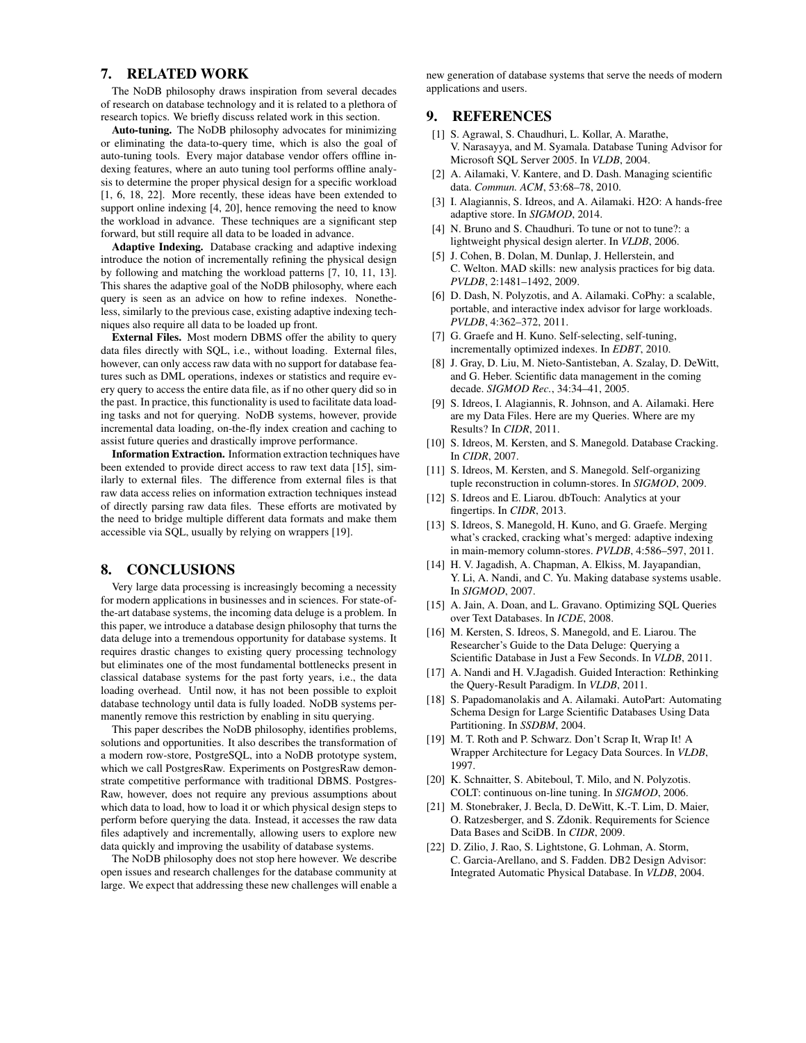## 7. RELATED WORK

The NoDB philosophy draws inspiration from several decades of research on database technology and it is related to a plethora of research topics. We briefly discuss related work in this section.

**Auto-tuning.** The NoDB philosophy advocates for minimizing or eliminating the data-to-query time, which is also the goal of auto-tuning tools. Every major database vendor offers offline indexing features, where an auto tuning tool performs offline analysis to determine the proper physical design for a specific workload [1, 6, 18, 22]. More recently, these ideas have been extended to support online indexing [4, 20], hence removing the need to know the workload in advance. These techniques are a significant step forward, but still require all data to be loaded in advance.

**Adaptive Indexing.** Database cracking and adaptive indexing introduce the notion of incrementally refining the physical design by following and matching the workload patterns [7, 10, 11, 13]. This shares the adaptive goal of the NoDB philosophy, where each query is seen as an advice on how to refine indexes. Nonetheless, similarly to the previous case, existing adaptive indexing techniques also require all data to be loaded up front.

**External Files.** Most modern DBMS offer the ability to query data files directly with SQL, i.e., without loading. External files, however, can only access raw data with no support for database features such as DML operations, indexes or statistics and require every query to access the entire data file, as if no other query did so in the past. In practice, this functionality is used to facilitate data loading tasks and not for querying. NoDB systems, however, provide incremental data loading, on-the-fly index creation and caching to assist future queries and drastically improve performance.

**Information Extraction.** Information extraction techniques have been extended to provide direct access to raw text data [15], similarly to external files. The difference from external files is that raw data access relies on information extraction techniques instead of directly parsing raw data files. These efforts are motivated by the need to bridge multiple different data formats and make them accessible via SQL, usually by relying on wrappers [19].

## 8. CONCLUSIONS

Very large data processing is increasingly becoming a necessity for modern applications in businesses and in sciences. For state-of-the-art database systems, the incoming data deluge is a problem. In this paper, we introduce a database design philosophy that turns the data deluge into a tremendous opportunity for database systems. It requires drastic changes to existing query processing technology but eliminates one of the most fundamental bottlenecks present in classical database systems for the past forty years, i.e., the data loading overhead. Until now, it has not been possible to exploit database technology until data is fully loaded. NoDB systems permanently remove this restriction by enabling in situ querying.

This paper describes the NoDB philosophy, identifies problems, solutions and opportunities. It also describes the transformation of a modern row-store, PostgreSQL, into a NoDB prototype system, which we call PostgresRaw. Experiments on PostgresRaw demonstrate competitive performance with traditional DBMS. PostgresRaw, however, does not require any previous assumptions about which data to load, how to load it or which physical design steps to perform before querying the data. Instead, it accesses the raw data files adaptively and incrementally, allowing users to explore new data quickly and improving the usability of database systems.

The NoDB philosophy does not stop here however. We describe open issues and research challenges for the database community at large. We expect that addressing these new challenges will enable a new generation of database systems that serve the needs of modern applications and users.

## 9. REFERENCES

[1] S. Agrawal, S. Chaudhuri, L. Kollar, A. Marathe, V. Narasayya, and M. Syamala. Database Tuning Advisor for Microsoft SQL Server 2005. In *VLDB*, 2004.

[2] A. Ailamaki, V. Kantere, and D. Dash. Managing scientific data. *Commun. ACM*, 53:68–78, 2010.

[3] I. Alagiannis, S. Idreos, and A. Ailamaki. H2O: A hands-free adaptive store. In *SIGMOD*, 2014.

[4] N. Bruno and S. Chaudhuri. To tune or not to tune?: a lightweight physical design alerter. In *VLDB*, 2006.

[5] J. Cohen, B. Dolan, M. Dunlap, J. Hellerstein, and C. Welton. MAD skills: new analysis practices for big data. *PVLDB*, 2:1481–1492, 2009.

[6] D. Dash, N. Polyzotis, and A. Ailamaki. CoPhy: a scalable, portable, and interactive index advisor for large workloads. *PVLDB*, 4:362–372, 2011.

[7] G. Graefe and H. Kuno. Self-selecting, self-tuning, incrementally optimized indexes. In *EDBT*, 2010.

[8] J. Gray, D. Liu, M. Nieto-Santisteban, A. Szalay, D. DeWitt, and G. Heber. Scientific data management in the coming decade. *SIGMOD Rec.*, 34:34–41, 2005.

[9] S. Idreos, I. Alagiannis, R. Johnson, and A. Ailamaki. Here are my Data Files. Here are my Queries. Where are my Results? In *CIDR*, 2011.

[10] S. Idreos, M. Kersten, and S. Manegold. Database Cracking. In *CIDR*, 2007.

[11] S. Idreos, M. Kersten, and S. Manegold. Self-organizing tuple reconstruction in column-stores. In *SIGMOD*, 2009.

[12] S. Idreos and E. Liarou. dbTouch: Analytics at your fingertips. In *CIDR*, 2013.

[13] S. Idreos, S. Manegold, H. Kuno, and G. Graefe. Merging what's cracked, cracking what's merged: adaptive indexing in main-memory column-stores. *PVLDB*, 4:586–597, 2011.

[14] H. V. Jagadish, A. Chapman, A. Elkiss, M. Jayapandian, Y. Li, A. Nandi, and C. Yu. Making database systems usable. In *SIGMOD*, 2007.

[15] A. Jain, A. Doan, and L. Gravano. Optimizing SQL Queries over Text Databases. In *ICDE*, 2008.

[16] M. Kersten, S. Idreos, S. Manegold, and E. Liarou. The Researcher's Guide to the Data Deluge: Querying a Scientific Database in Just a Few Seconds. In *VLDB*, 2011.

[17] A. Nandi and H. V.Jagadish. Guided Interaction: Rethinking the Query-Result Paradigm. In *VLDB*, 2011.

[18] S. Papadomanolakis and A. Ailamaki. AutoPart: Automating Schema Design for Large Scientific Databases Using Data Partitioning. In *SSDBM*, 2004.

[19] M. T. Roth and P. Schwarz. Don't Scrap It, Wrap It! A Wrapper Architecture for Legacy Data Sources. In *VLDB*, 1997.

[20] K. Schnaitter, S. Abiteboul, T. Milo, and N. Polyzotis. COLT: continuous on-line tuning. In *SIGMOD*, 2006.

[21] M. Stonebraker, J. Becla, D. DeWitt, K.-T. Lim, D. Maier, O. Ratzesberger, and S. Zdonik. Requirements for Science Data Bases and SciDB. In *CIDR*, 2009.

[22] D. Zilio, J. Rao, S. Lightstone, G. Lohman, A. Storm, C. Garcia-Arellano, and S. Fadden. DB2 Design Advisor: Integrated Automatic Physical Database. In *VLDB*, 2004.